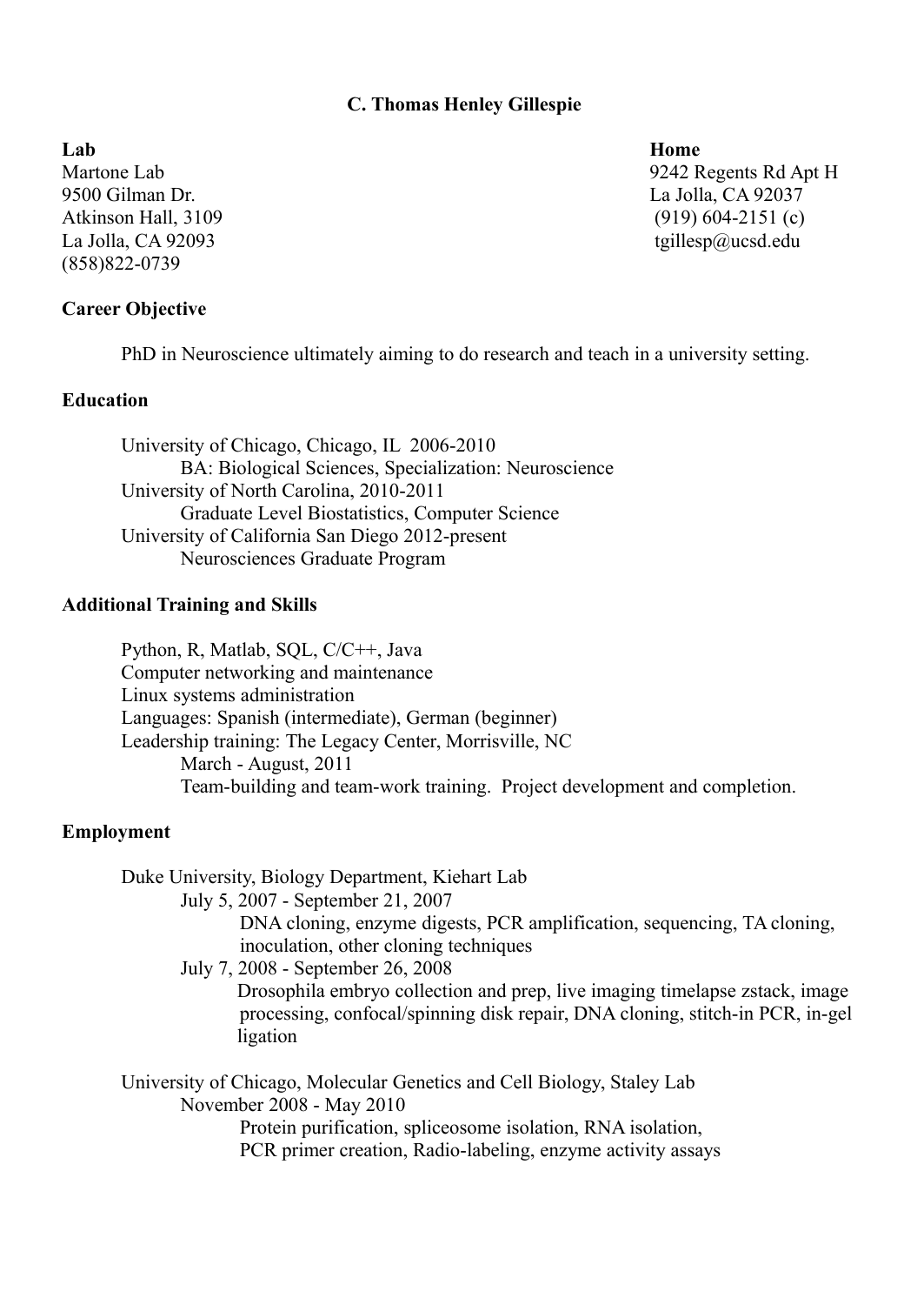# C. Thomas Henley Gillespie

**Lab**
Martone Lab
9500 Gilman Dr.
Atkinson Hall, 3109
La Jolla, CA 92093
(858)822-0739

**Home**
9242 Regents Rd Apt H
La Jolla, CA 92037
(919) 604-2151 (c)
tgillesp@ucsd.edu

## Career Objective

PhD in Neuroscience ultimately aiming to do research and teach in a university setting.

## Education

University of Chicago, Chicago, IL 2006-2010
- BA: Biological Sciences, Specialization: Neuroscience

University of North Carolina, 2010-2011
- Graduate Level Biostatistics, Computer Science

University of California San Diego 2012-present
- Neurosciences Graduate Program

## Additional Training and Skills

Python, R, Matlab, SQL, C/C++, Java
Computer networking and maintenance
Linux systems administration
Languages: Spanish (intermediate), German (beginner)
Leadership training: The Legacy Center, Morrisville, NC
- March - August, 2011
- Team-building and team-work training. Project development and completion.

## Employment

Duke University, Biology Department, Kiehart Lab
- July 5, 2007 - September 21, 2007
  - DNA cloning, enzyme digests, PCR amplification, sequencing, TA cloning, inoculation, other cloning techniques
- July 7, 2008 - September 26, 2008
  - Drosophila embryo collection and prep, live imaging timelapse zstack, image processing, confocal/spinning disk repair, DNA cloning, stitch-in PCR, in-gel ligation

University of Chicago, Molecular Genetics and Cell Biology, Staley Lab
- November 2008 - May 2010
  - Protein purification, spliceosome isolation, RNA isolation, PCR primer creation, Radio-labeling, enzyme activity assays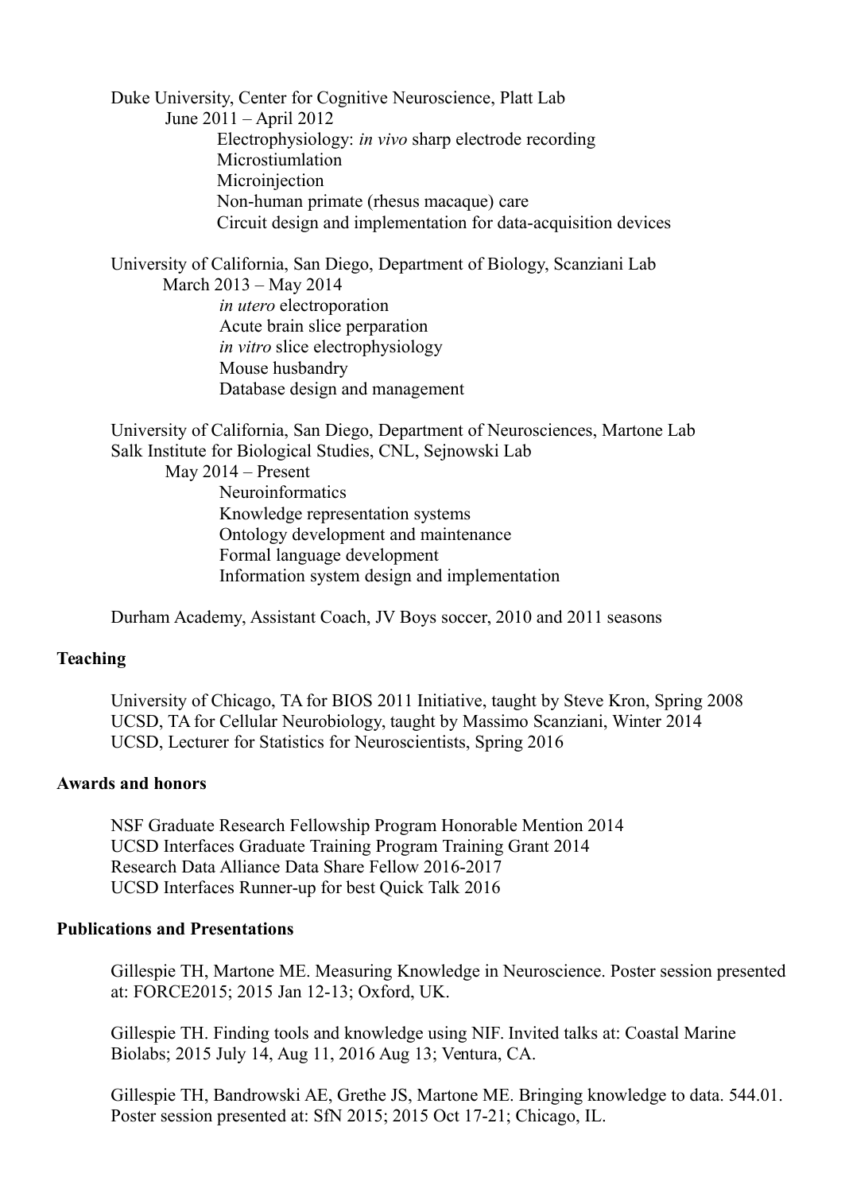Duke University, Center for Cognitive Neuroscience, Platt Lab
June 2011 – April 2012
Electrophysiology: *in vivo* sharp electrode recording
Microstiumlation
Microinjection
Non-human primate (rhesus macaque) care
Circuit design and implementation for data-acquisition devices

University of California, San Diego, Department of Biology, Scanziani Lab
March 2013 – May 2014
*in utero* electroporation
Acute brain slice perparation
*in vitro* slice electrophysiology
Mouse husbandry
Database design and management

University of California, San Diego, Department of Neurosciences, Martone Lab
Salk Institute for Biological Studies, CNL, Sejnowski Lab
May 2014 – Present
Neuroinformatics
Knowledge representation systems
Ontology development and maintenance
Formal language development
Information system design and implementation

Durham Academy, Assistant Coach, JV Boys soccer, 2010 and 2011 seasons

**Teaching**

University of Chicago, TA for BIOS 2011 Initiative, taught by Steve Kron, Spring 2008
UCSD, TA for Cellular Neurobiology, taught by Massimo Scanziani, Winter 2014
UCSD, Lecturer for Statistics for Neuroscientists, Spring 2016

**Awards and honors**

NSF Graduate Research Fellowship Program Honorable Mention 2014
UCSD Interfaces Graduate Training Program Training Grant 2014
Research Data Alliance Data Share Fellow 2016-2017
UCSD Interfaces Runner-up for best Quick Talk 2016

**Publications and Presentations**

Gillespie TH, Martone ME. Measuring Knowledge in Neuroscience. Poster session presented at: FORCE2015; 2015 Jan 12-13; Oxford, UK.

Gillespie TH. Finding tools and knowledge using NIF. Invited talks at: Coastal Marine Biolabs; 2015 July 14, Aug 11, 2016 Aug 13; Ventura, CA.

Gillespie TH, Bandrowski AE, Grethe JS, Martone ME. Bringing knowledge to data. 544.01. Poster session presented at: SfN 2015; 2015 Oct 17-21; Chicago, IL.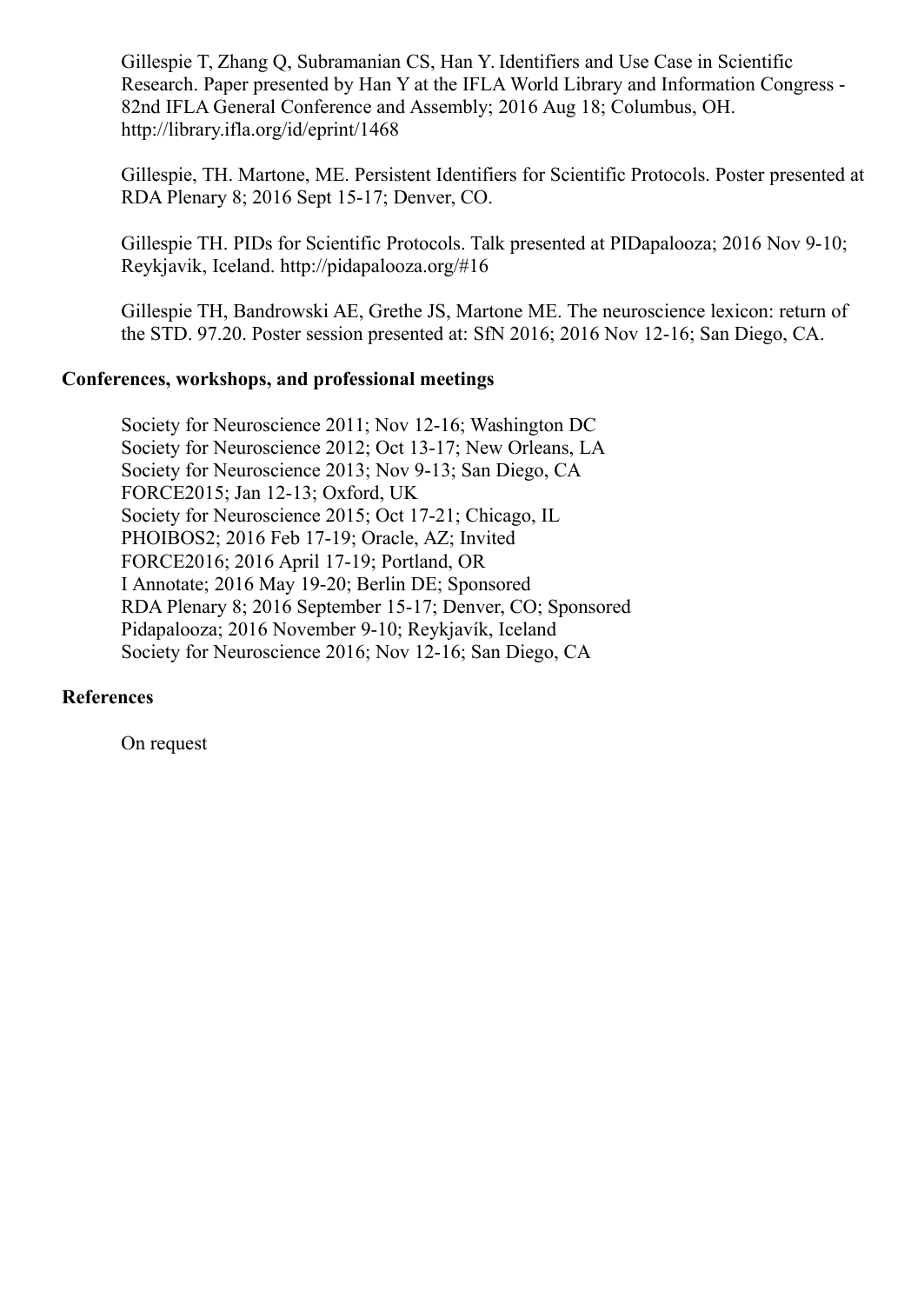Gillespie T, Zhang Q, Subramanian CS, Han Y. Identifiers and Use Case in Scientific Research. Paper presented by Han Y at the IFLA World Library and Information Congress - 82nd IFLA General Conference and Assembly; 2016 Aug 18; Columbus, OH. http://library.ifla.org/id/eprint/1468

Gillespie, TH. Martone, ME. Persistent Identifiers for Scientific Protocols. Poster presented at RDA Plenary 8; 2016 Sept 15-17; Denver, CO.

Gillespie TH. PIDs for Scientific Protocols. Talk presented at PIDapalooza; 2016 Nov 9-10; Reykjavik, Iceland. http://pidapalooza.org/#16

Gillespie TH, Bandrowski AE, Grethe JS, Martone ME. The neuroscience lexicon: return of the STD. 97.20. Poster session presented at: SfN 2016; 2016 Nov 12-16; San Diego, CA.

**Conferences, workshops, and professional meetings**

Society for Neuroscience 2011; Nov 12-16; Washington DC
Society for Neuroscience 2012; Oct 13-17; New Orleans, LA
Society for Neuroscience 2013; Nov 9-13; San Diego, CA
FORCE2015; Jan 12-13; Oxford, UK
Society for Neuroscience 2015; Oct 17-21; Chicago, IL
PHOIBOS2; 2016 Feb 17-19; Oracle, AZ; Invited
FORCE2016; 2016 April 17-19; Portland, OR
I Annotate; 2016 May 19-20; Berlin DE; Sponsored
RDA Plenary 8; 2016 September 15-17; Denver, CO; Sponsored
Pidapalooza; 2016 November 9-10; Reykjavík, Iceland
Society for Neuroscience 2016; Nov 12-16; San Diego, CA

**References**

On request